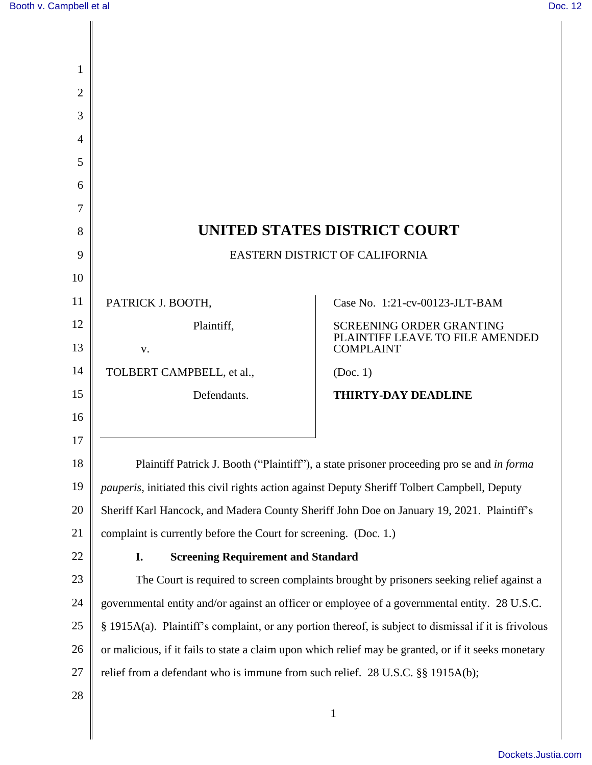# UNITED STATES DISTRICT COURT

EASTERN DISTRICT OF CALIFORNIA

PATRICK J. BOOTH,

Plaintiff,

v.

TOLBERT CAMPBELL, et al.,

Defendants.

Case No. 1:21-cv-00123-JLT-BAM

SCREENING ORDER GRANTING PLAINTIFF LEAVE TO FILE AMENDED COMPLAINT

(Doc. 1)

**THIRTY-DAY DEADLINE**

Plaintiff Patrick J. Booth ("Plaintiff"), a state prisoner proceeding pro se and *in forma pauperis*, initiated this civil rights action against Deputy Sheriff Tolbert Campbell, Deputy Sheriff Karl Hancock, and Madera County Sheriff John Doe on January 19, 2021. Plaintiff's complaint is currently before the Court for screening. (Doc. 1.)

## I. Screening Requirement and Standard

The Court is required to screen complaints brought by prisoners seeking relief against a governmental entity and/or against an officer or employee of a governmental entity. 28 U.S.C. § 1915A(a). Plaintiff's complaint, or any portion thereof, is subject to dismissal if it is frivolous or malicious, if it fails to state a claim upon which relief may be granted, or if it seeks monetary relief from a defendant who is immune from such relief. 28 U.S.C. §§ 1915A(b);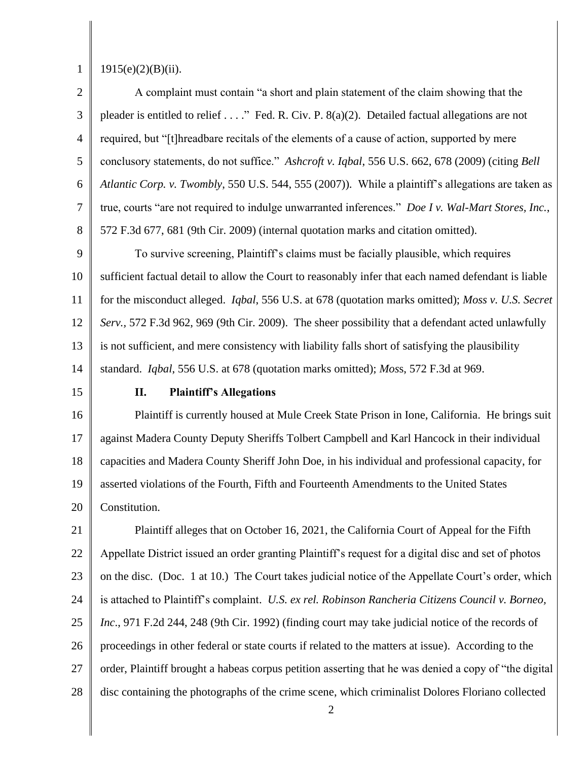1915(e)(2)(B)(ii).

A complaint must contain "a short and plain statement of the claim showing that the pleader is entitled to relief . . . ." Fed. R. Civ. P. 8(a)(2). Detailed factual allegations are not required, but "[t]hreadbare recitals of the elements of a cause of action, supported by mere conclusory statements, do not suffice." *Ashcroft v. Iqbal*, 556 U.S. 662, 678 (2009) (citing *Bell Atlantic Corp. v. Twombly*, 550 U.S. 544, 555 (2007)). While a plaintiff's allegations are taken as true, courts "are not required to indulge unwarranted inferences." *Doe I v. Wal-Mart Stores, Inc.*, 572 F.3d 677, 681 (9th Cir. 2009) (internal quotation marks and citation omitted).

To survive screening, Plaintiff's claims must be facially plausible, which requires sufficient factual detail to allow the Court to reasonably infer that each named defendant is liable for the misconduct alleged. *Iqbal*, 556 U.S. at 678 (quotation marks omitted); *Moss v. U.S. Secret Serv.,* 572 F.3d 962, 969 (9th Cir. 2009). The sheer possibility that a defendant acted unlawfully is not sufficient, and mere consistency with liability falls short of satisfying the plausibility standard. *Iqbal*, 556 U.S. at 678 (quotation marks omitted); *Moss*, 572 F.3d at 969.

## II. Plaintiff's Allegations

Plaintiff is currently housed at Mule Creek State Prison in Ione, California. He brings suit against Madera County Deputy Sheriffs Tolbert Campbell and Karl Hancock in their individual capacities and Madera County Sheriff John Doe, in his individual and professional capacity, for asserted violations of the Fourth, Fifth and Fourteenth Amendments to the United States Constitution.

Plaintiff alleges that on October 16, 2021, the California Court of Appeal for the Fifth Appellate District issued an order granting Plaintiff's request for a digital disc and set of photos on the disc. (Doc. 1 at 10.) The Court takes judicial notice of the Appellate Court's order, which is attached to Plaintiff's complaint. *U.S. ex rel. Robinson Rancheria Citizens Council v. Borneo, Inc*., 971 F.2d 244, 248 (9th Cir. 1992) (finding court may take judicial notice of the records of proceedings in other federal or state courts if related to the matters at issue). According to the order, Plaintiff brought a habeas corpus petition asserting that he was denied a copy of "the digital disc containing the photographs of the crime scene, which criminalist Dolores Floriano collected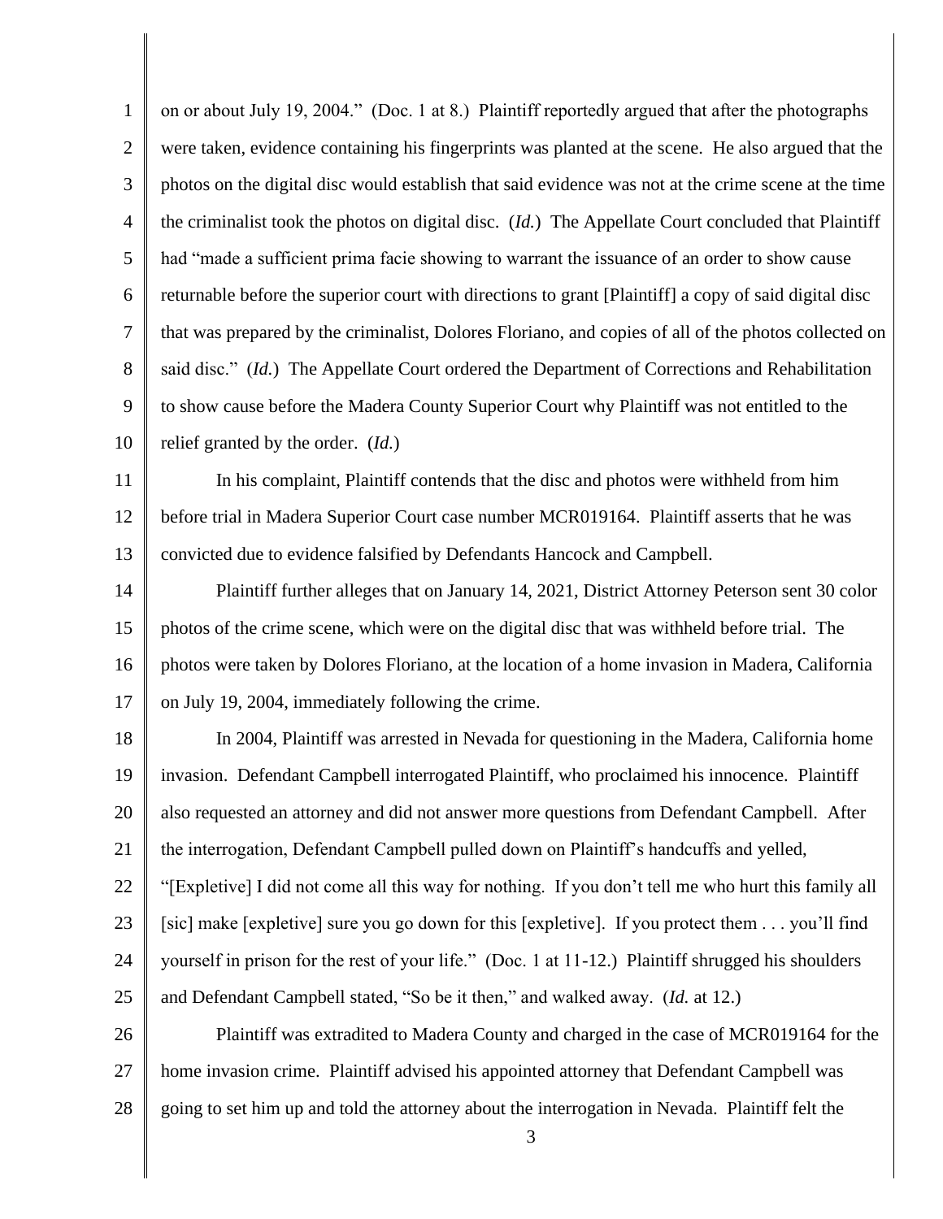on or about July 19, 2004." (Doc. 1 at 8.) Plaintiff reportedly argued that after the photographs were taken, evidence containing his fingerprints was planted at the scene. He also argued that the photos on the digital disc would establish that said evidence was not at the crime scene at the time the criminalist took the photos on digital disc. (*Id.*) The Appellate Court concluded that Plaintiff had "made a sufficient prima facie showing to warrant the issuance of an order to show cause returnable before the superior court with directions to grant [Plaintiff] a copy of said digital disc that was prepared by the criminalist, Dolores Floriano, and copies of all of the photos collected on said disc." (*Id.*) The Appellate Court ordered the Department of Corrections and Rehabilitation to show cause before the Madera County Superior Court why Plaintiff was not entitled to the relief granted by the order. (*Id.*)

In his complaint, Plaintiff contends that the disc and photos were withheld from him before trial in Madera Superior Court case number MCR019164. Plaintiff asserts that he was convicted due to evidence falsified by Defendants Hancock and Campbell.

Plaintiff further alleges that on January 14, 2021, District Attorney Peterson sent 30 color photos of the crime scene, which were on the digital disc that was withheld before trial. The photos were taken by Dolores Floriano, at the location of a home invasion in Madera, California on July 19, 2004, immediately following the crime.

In 2004, Plaintiff was arrested in Nevada for questioning in the Madera, California home invasion. Defendant Campbell interrogated Plaintiff, who proclaimed his innocence. Plaintiff also requested an attorney and did not answer more questions from Defendant Campbell. After the interrogation, Defendant Campbell pulled down on Plaintiff's handcuffs and yelled, "[Expletive] I did not come all this way for nothing. If you don't tell me who hurt this family all [sic] make [expletive] sure you go down for this [expletive]. If you protect them . . . you'll find yourself in prison for the rest of your life." (Doc. 1 at 11-12.) Plaintiff shrugged his shoulders and Defendant Campbell stated, "So be it then," and walked away. (*Id.* at 12.)

Plaintiff was extradited to Madera County and charged in the case of MCR019164 for the home invasion crime. Plaintiff advised his appointed attorney that Defendant Campbell was going to set him up and told the attorney about the interrogation in Nevada. Plaintiff felt the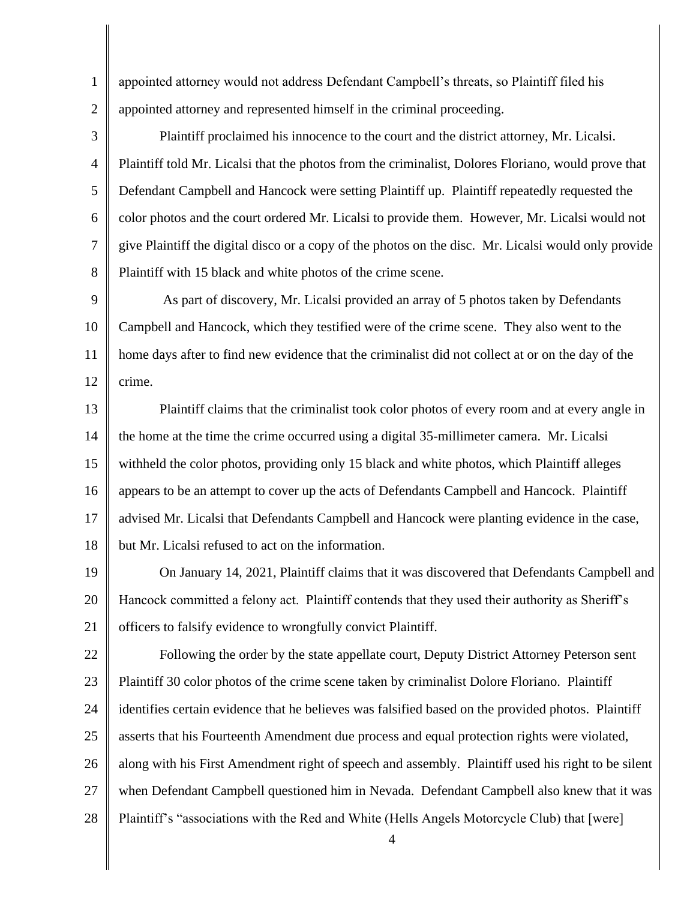appointed attorney would not address Defendant Campbell's threats, so Plaintiff filed his appointed attorney and represented himself in the criminal proceeding.

Plaintiff proclaimed his innocence to the court and the district attorney, Mr. Licalsi. Plaintiff told Mr. Licalsi that the photos from the criminalist, Dolores Floriano, would prove that Defendant Campbell and Hancock were setting Plaintiff up. Plaintiff repeatedly requested the color photos and the court ordered Mr. Licalsi to provide them. However, Mr. Licalsi would not give Plaintiff the digital disco or a copy of the photos on the disc. Mr. Licalsi would only provide Plaintiff with 15 black and white photos of the crime scene.

As part of discovery, Mr. Licalsi provided an array of 5 photos taken by Defendants Campbell and Hancock, which they testified were of the crime scene. They also went to the home days after to find new evidence that the criminalist did not collect at or on the day of the crime.

Plaintiff claims that the criminalist took color photos of every room and at every angle in the home at the time the crime occurred using a digital 35-millimeter camera. Mr. Licalsi withheld the color photos, providing only 15 black and white photos, which Plaintiff alleges appears to be an attempt to cover up the acts of Defendants Campbell and Hancock. Plaintiff advised Mr. Licalsi that Defendants Campbell and Hancock were planting evidence in the case, but Mr. Licalsi refused to act on the information.

On January 14, 2021, Plaintiff claims that it was discovered that Defendants Campbell and Hancock committed a felony act. Plaintiff contends that they used their authority as Sheriff's officers to falsify evidence to wrongfully convict Plaintiff.

Following the order by the state appellate court, Deputy District Attorney Peterson sent Plaintiff 30 color photos of the crime scene taken by criminalist Dolore Floriano. Plaintiff identifies certain evidence that he believes was falsified based on the provided photos. Plaintiff asserts that his Fourteenth Amendment due process and equal protection rights were violated, along with his First Amendment right of speech and assembly. Plaintiff used his right to be silent when Defendant Campbell questioned him in Nevada. Defendant Campbell also knew that it was Plaintiff's "associations with the Red and White (Hells Angels Motorcycle Club) that [were]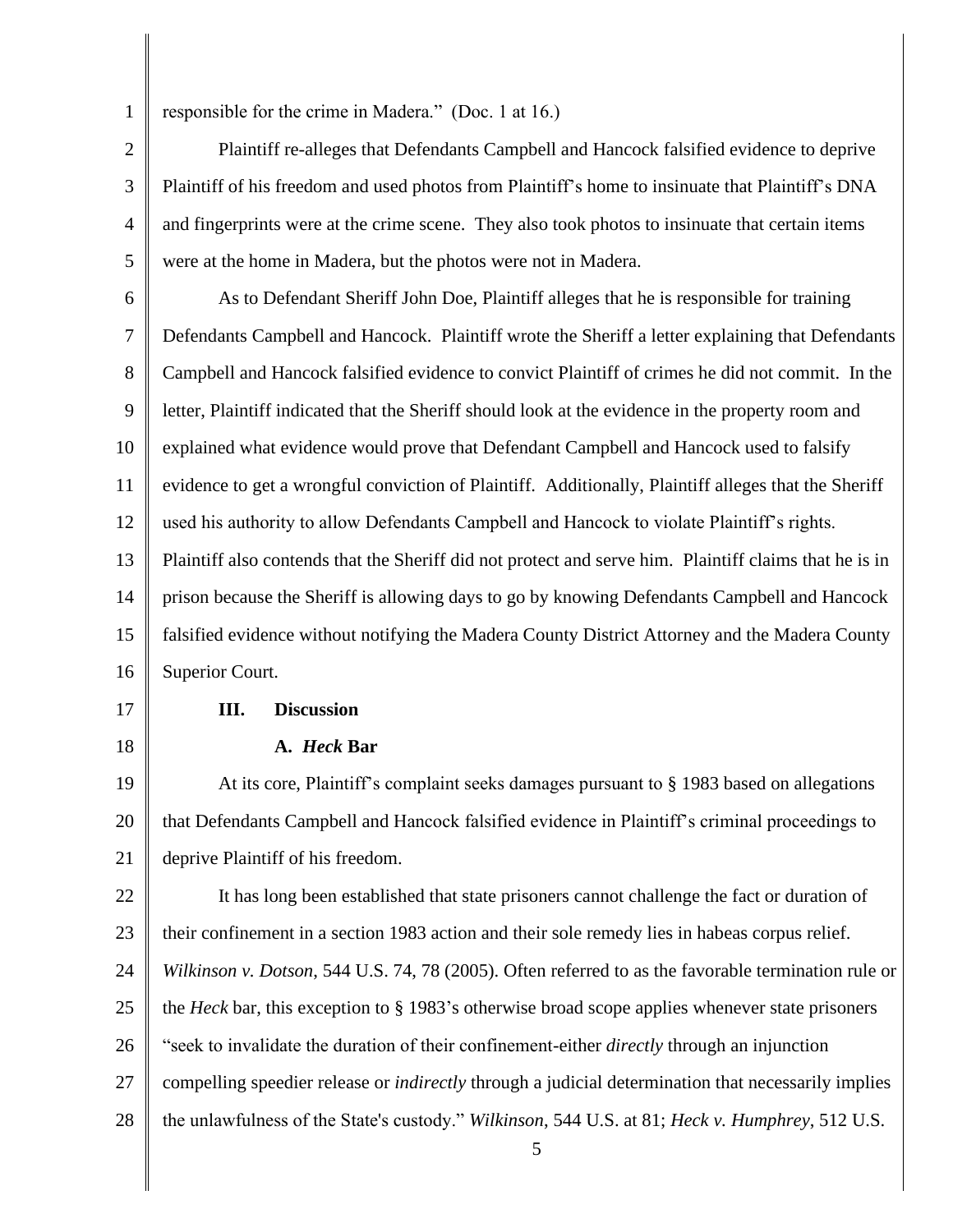responsible for the crime in Madera." (Doc. 1 at 16.)

Plaintiff re-alleges that Defendants Campbell and Hancock falsified evidence to deprive Plaintiff of his freedom and used photos from Plaintiff's home to insinuate that Plaintiff's DNA and fingerprints were at the crime scene. They also took photos to insinuate that certain items were at the home in Madera, but the photos were not in Madera.

As to Defendant Sheriff John Doe, Plaintiff alleges that he is responsible for training Defendants Campbell and Hancock. Plaintiff wrote the Sheriff a letter explaining that Defendants Campbell and Hancock falsified evidence to convict Plaintiff of crimes he did not commit. In the letter, Plaintiff indicated that the Sheriff should look at the evidence in the property room and explained what evidence would prove that Defendant Campbell and Hancock used to falsify evidence to get a wrongful conviction of Plaintiff. Additionally, Plaintiff alleges that the Sheriff used his authority to allow Defendants Campbell and Hancock to violate Plaintiff's rights. Plaintiff also contends that the Sheriff did not protect and serve him. Plaintiff claims that he is in prison because the Sheriff is allowing days to go by knowing Defendants Campbell and Hancock falsified evidence without notifying the Madera County District Attorney and the Madera County Superior Court.

## III. Discussion

### A. *Heck* Bar

At its core, Plaintiff's complaint seeks damages pursuant to § 1983 based on allegations that Defendants Campbell and Hancock falsified evidence in Plaintiff's criminal proceedings to deprive Plaintiff of his freedom.

It has long been established that state prisoners cannot challenge the fact or duration of their confinement in a section 1983 action and their sole remedy lies in habeas corpus relief. *Wilkinson v. Dotson*, 544 U.S. 74, 78 (2005). Often referred to as the favorable termination rule or the *Heck* bar, this exception to § 1983's otherwise broad scope applies whenever state prisoners "seek to invalidate the duration of their confinement-either *directly* through an injunction compelling speedier release or *indirectly* through a judicial determination that necessarily implies the unlawfulness of the State's custody." *Wilkinson*, 544 U.S. at 81; *Heck v. Humphrey*, 512 U.S.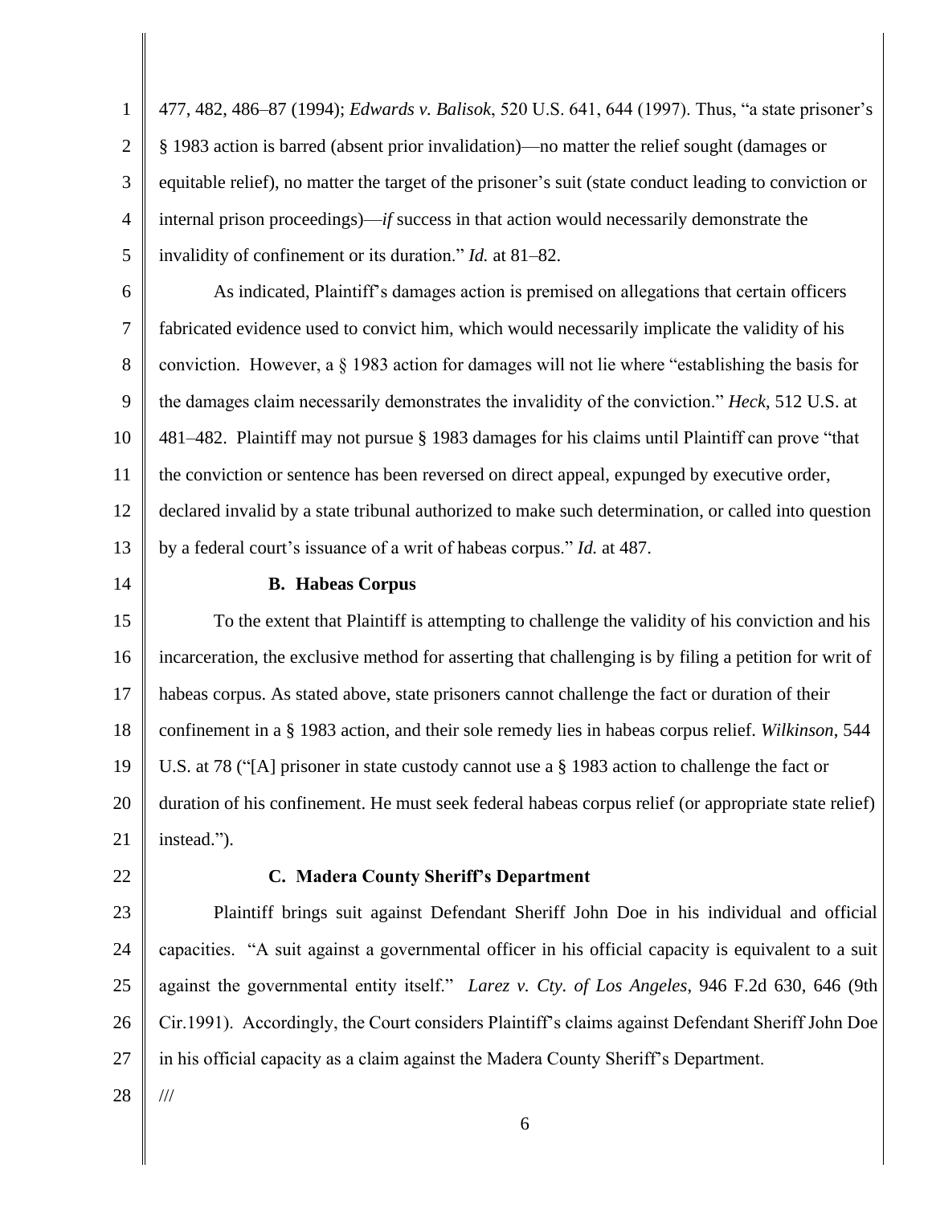477, 482, 486–87 (1994); *Edwards v. Balisok*, 520 U.S. 641, 644 (1997). Thus, "a state prisoner's § 1983 action is barred (absent prior invalidation)—no matter the relief sought (damages or equitable relief), no matter the target of the prisoner's suit (state conduct leading to conviction or internal prison proceedings)—*if* success in that action would necessarily demonstrate the invalidity of confinement or its duration." *Id.* at 81–82.

As indicated, Plaintiff's damages action is premised on allegations that certain officers fabricated evidence used to convict him, which would necessarily implicate the validity of his conviction. However, a § 1983 action for damages will not lie where "establishing the basis for the damages claim necessarily demonstrates the invalidity of the conviction." *Heck*, 512 U.S. at 481–482. Plaintiff may not pursue § 1983 damages for his claims until Plaintiff can prove "that the conviction or sentence has been reversed on direct appeal, expunged by executive order, declared invalid by a state tribunal authorized to make such determination, or called into question by a federal court's issuance of a writ of habeas corpus." *Id.* at 487.

**B. Habeas Corpus**

To the extent that Plaintiff is attempting to challenge the validity of his conviction and his incarceration, the exclusive method for asserting that challenging is by filing a petition for writ of habeas corpus. As stated above, state prisoners cannot challenge the fact or duration of their confinement in a § 1983 action, and their sole remedy lies in habeas corpus relief. *Wilkinson*, 544 U.S. at 78 ("[A] prisoner in state custody cannot use a § 1983 action to challenge the fact or duration of his confinement. He must seek federal habeas corpus relief (or appropriate state relief) instead.").

**C. Madera County Sheriff's Department**

Plaintiff brings suit against Defendant Sheriff John Doe in his individual and official capacities. "A suit against a governmental officer in his official capacity is equivalent to a suit against the governmental entity itself." *Larez v. Cty. of Los Angeles*, 946 F.2d 630, 646 (9th Cir.1991). Accordingly, the Court considers Plaintiff's claims against Defendant Sheriff John Doe in his official capacity as a claim against the Madera County Sheriff's Department.

///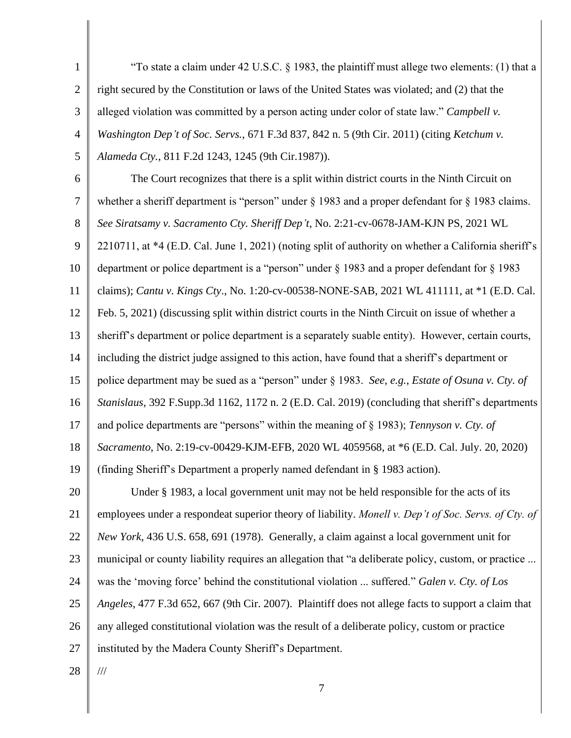"To state a claim under 42 U.S.C. § 1983, the plaintiff must allege two elements: (1) that a right secured by the Constitution or laws of the United States was violated; and (2) that the alleged violation was committed by a person acting under color of state law." *Campbell v. Washington Dep't of Soc. Servs.*, 671 F.3d 837, 842 n. 5 (9th Cir. 2011) (citing *Ketchum v. Alameda Cty.*, 811 F.2d 1243, 1245 (9th Cir.1987)).

The Court recognizes that there is a split within district courts in the Ninth Circuit on whether a sheriff department is "person" under § 1983 and a proper defendant for § 1983 claims. *See Siratsamy v. Sacramento Cty. Sheriff Dep't*, No. 2:21-cv-0678-JAM-KJN PS, 2021 WL 2210711, at *4 (E.D. Cal. June 1, 2021) (noting split of authority on whether a California sheriff's department or police department is a "person" under § 1983 and a proper defendant for § 1983 claims); *Cantu v. Kings Cty*., No. 1:20-cv-00538-NONE-SAB, 2021 WL 411111, at *1 (E.D. Cal. Feb. 5, 2021) (discussing split within district courts in the Ninth Circuit on issue of whether a sheriff's department or police department is a separately suable entity). However, certain courts, including the district judge assigned to this action, have found that a sheriff's department or police department may be sued as a "person" under § 1983. *See, e.g.*, *Estate of Osuna v. Cty. of Stanislaus*, 392 F.Supp.3d 1162, 1172 n. 2 (E.D. Cal. 2019) (concluding that sheriff's departments and police departments are "persons" within the meaning of § 1983); *Tennyson v. Cty. of Sacramento*, No. 2:19-cv-00429-KJM-EFB, 2020 WL 4059568, at *6 (E.D. Cal. July. 20, 2020) (finding Sheriff's Department a properly named defendant in § 1983 action).

Under § 1983, a local government unit may not be held responsible for the acts of its employees under a respondeat superior theory of liability. *Monell v. Dep't of Soc. Servs. of Cty. of New York*, 436 U.S. 658, 691 (1978). Generally, a claim against a local government unit for municipal or county liability requires an allegation that "a deliberate policy, custom, or practice ... was the 'moving force' behind the constitutional violation ... suffered." *Galen v. Cty. of Los Angeles*, 477 F.3d 652, 667 (9th Cir. 2007). Plaintiff does not allege facts to support a claim that any alleged constitutional violation was the result of a deliberate policy, custom or practice instituted by the Madera County Sheriff's Department.

///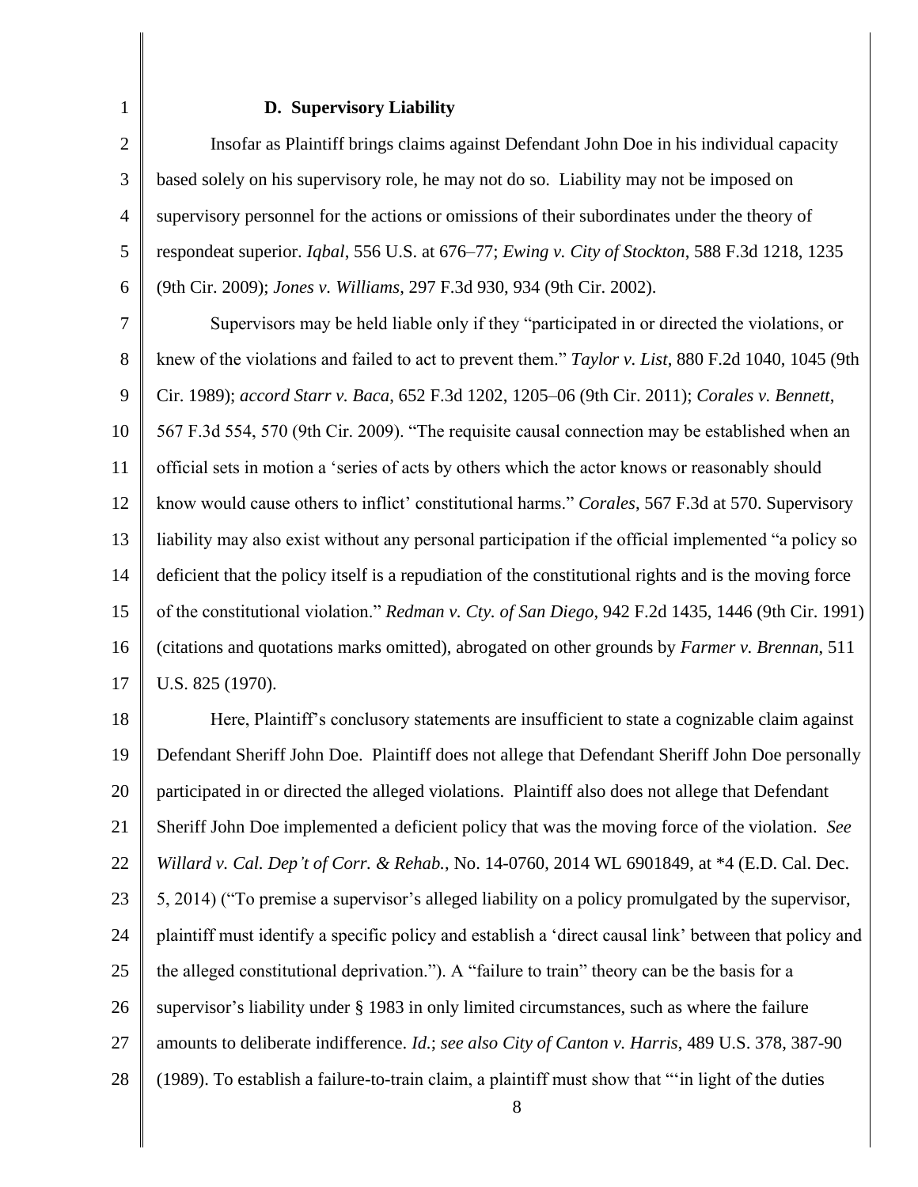### D. Supervisory Liability

Insofar as Plaintiff brings claims against Defendant John Doe in his individual capacity based solely on his supervisory role, he may not do so. Liability may not be imposed on supervisory personnel for the actions or omissions of their subordinates under the theory of respondeat superior. *Iqbal*, 556 U.S. at 676–77; *Ewing v. City of Stockton*, 588 F.3d 1218, 1235 (9th Cir. 2009); *Jones v. Williams*, 297 F.3d 930, 934 (9th Cir. 2002).

Supervisors may be held liable only if they "participated in or directed the violations, or knew of the violations and failed to act to prevent them." *Taylor v. List*, 880 F.2d 1040, 1045 (9th Cir. 1989); *accord Starr v. Baca*, 652 F.3d 1202, 1205–06 (9th Cir. 2011); *Corales v. Bennett*, 567 F.3d 554, 570 (9th Cir. 2009). "The requisite causal connection may be established when an official sets in motion a 'series of acts by others which the actor knows or reasonably should know would cause others to inflict' constitutional harms." *Corales*, 567 F.3d at 570. Supervisory liability may also exist without any personal participation if the official implemented "a policy so deficient that the policy itself is a repudiation of the constitutional rights and is the moving force of the constitutional violation." *Redman v. Cty. of San Diego*, 942 F.2d 1435, 1446 (9th Cir. 1991) (citations and quotations marks omitted), abrogated on other grounds by *Farmer v. Brennan*, 511 U.S. 825 (1970).

Here, Plaintiff's conclusory statements are insufficient to state a cognizable claim against Defendant Sheriff John Doe. Plaintiff does not allege that Defendant Sheriff John Doe personally participated in or directed the alleged violations. Plaintiff also does not allege that Defendant Sheriff John Doe implemented a deficient policy that was the moving force of the violation. *See Willard v. Cal. Dep't of Corr. & Rehab.*, No. 14-0760, 2014 WL 6901849, at *4 (E.D. Cal. Dec. 5, 2014) ("To premise a supervisor's alleged liability on a policy promulgated by the supervisor, plaintiff must identify a specific policy and establish a 'direct causal link' between that policy and the alleged constitutional deprivation."). A "failure to train" theory can be the basis for a supervisor's liability under § 1983 in only limited circumstances, such as where the failure amounts to deliberate indifference. *Id.*; *see also City of Canton v. Harris*, 489 U.S. 378, 387-90 (1989). To establish a failure-to-train claim, a plaintiff must show that "'in light of the duties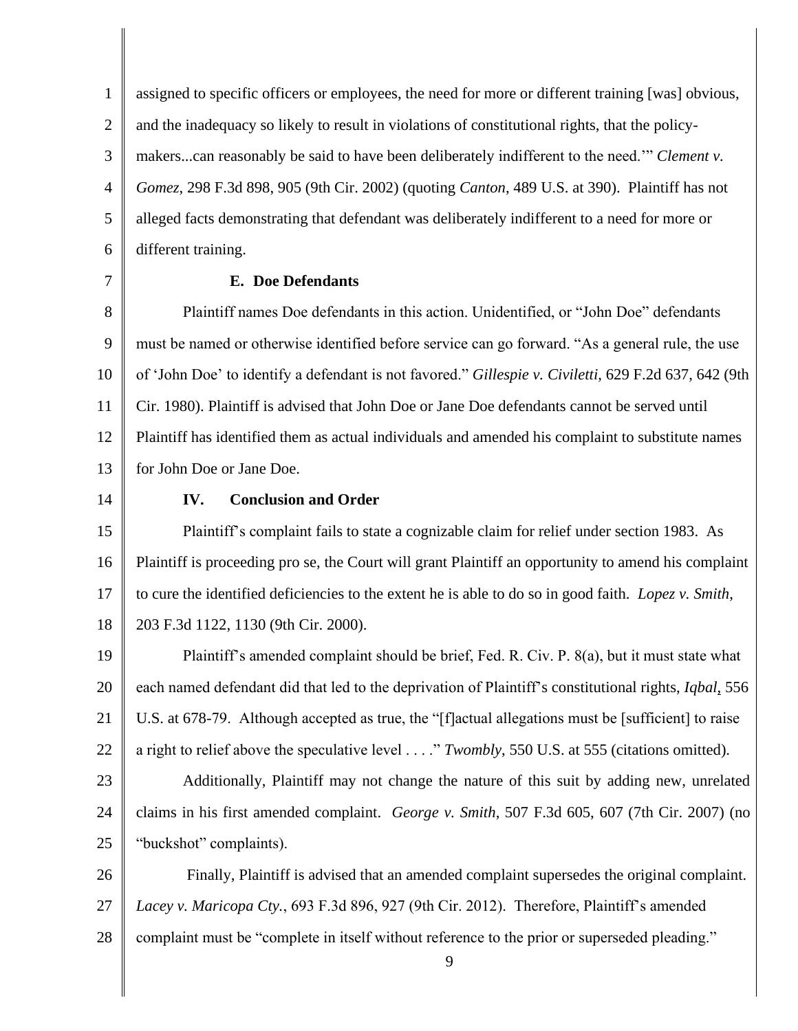assigned to specific officers or employees, the need for more or different training [was] obvious, and the inadequacy so likely to result in violations of constitutional rights, that the policy-makers...can reasonably be said to have been deliberately indifferent to the need.'" *Clement v. Gomez*, 298 F.3d 898, 905 (9th Cir. 2002) (quoting *Canton*, 489 U.S. at 390). Plaintiff has not alleged facts demonstrating that defendant was deliberately indifferent to a need for more or different training.

**E. Doe Defendants**

Plaintiff names Doe defendants in this action. Unidentified, or "John Doe" defendants must be named or otherwise identified before service can go forward. "As a general rule, the use of 'John Doe' to identify a defendant is not favored." *Gillespie v. Civiletti*, 629 F.2d 637, 642 (9th Cir. 1980). Plaintiff is advised that John Doe or Jane Doe defendants cannot be served until Plaintiff has identified them as actual individuals and amended his complaint to substitute names for John Doe or Jane Doe.

**IV. Conclusion and Order**

Plaintiff's complaint fails to state a cognizable claim for relief under section 1983. As Plaintiff is proceeding pro se, the Court will grant Plaintiff an opportunity to amend his complaint to cure the identified deficiencies to the extent he is able to do so in good faith. *Lopez v. Smith*, 203 F.3d 1122, 1130 (9th Cir. 2000).

Plaintiff's amended complaint should be brief, Fed. R. Civ. P. 8(a), but it must state what each named defendant did that led to the deprivation of Plaintiff's constitutional rights, *Iqbal*, 556 U.S. at 678-79. Although accepted as true, the "[f]actual allegations must be [sufficient] to raise a right to relief above the speculative level . . . ." *Twombly*, 550 U.S. at 555 (citations omitted).

Additionally, Plaintiff may not change the nature of this suit by adding new, unrelated claims in his first amended complaint. *George v. Smith*, 507 F.3d 605, 607 (7th Cir. 2007) (no "buckshot" complaints).

Finally, Plaintiff is advised that an amended complaint supersedes the original complaint. *Lacey v. Maricopa Cty.*, 693 F.3d 896, 927 (9th Cir. 2012). Therefore, Plaintiff's amended complaint must be "complete in itself without reference to the prior or superseded pleading."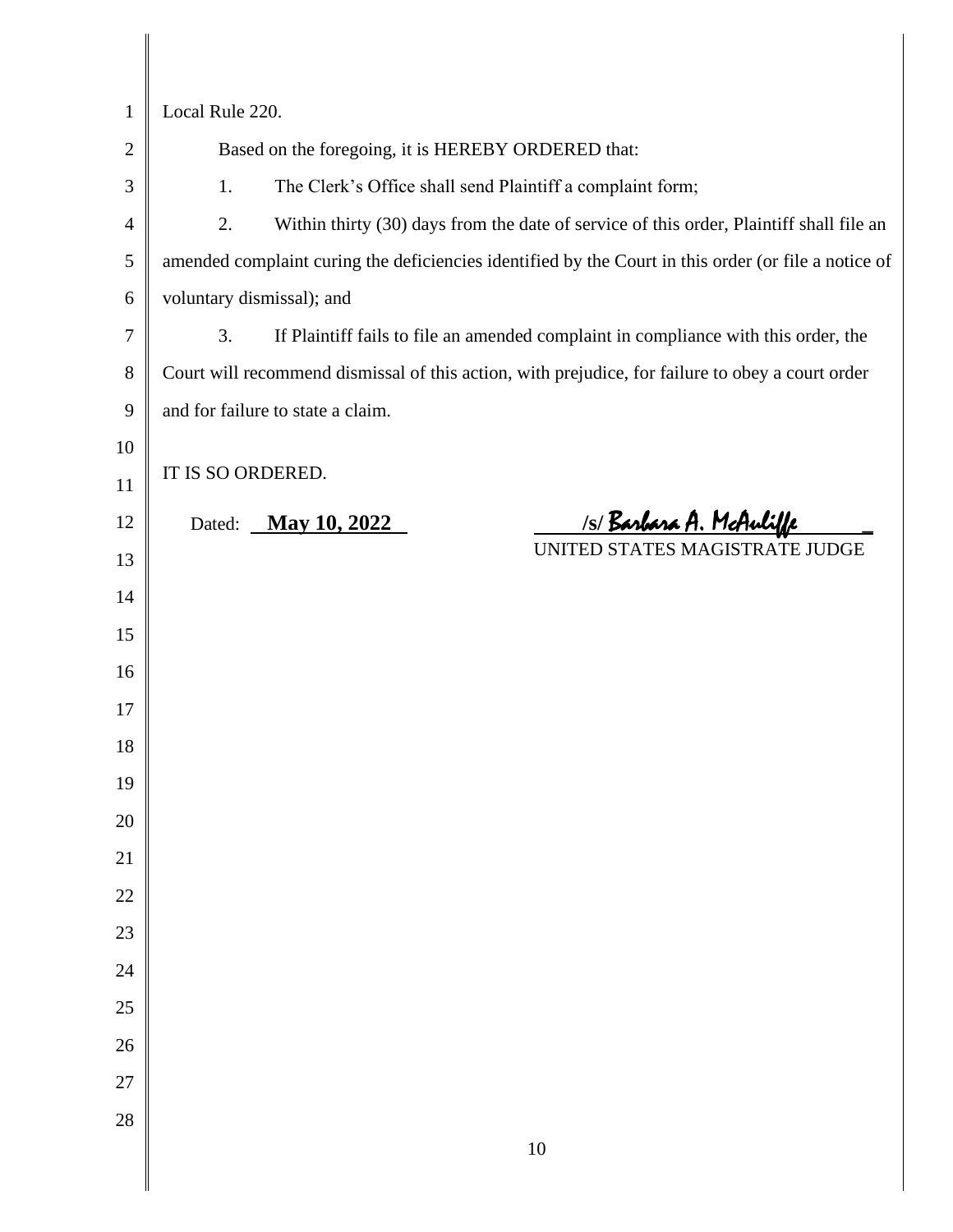Local Rule 220.

Based on the foregoing, it is HEREBY ORDERED that:

1. The Clerk's Office shall send Plaintiff a complaint form;

2. Within thirty (30) days from the date of service of this order, Plaintiff shall file an amended complaint curing the deficiencies identified by the Court in this order (or file a notice of voluntary dismissal); and

3. If Plaintiff fails to file an amended complaint in compliance with this order, the Court will recommend dismissal of this action, with prejudice, for failure to obey a court order and for failure to state a claim.

IT IS SO ORDERED.

Dated: **May 10, 2022**

/s/ Barbara A. McAuliffe
UNITED STATES MAGISTRATE JUDGE